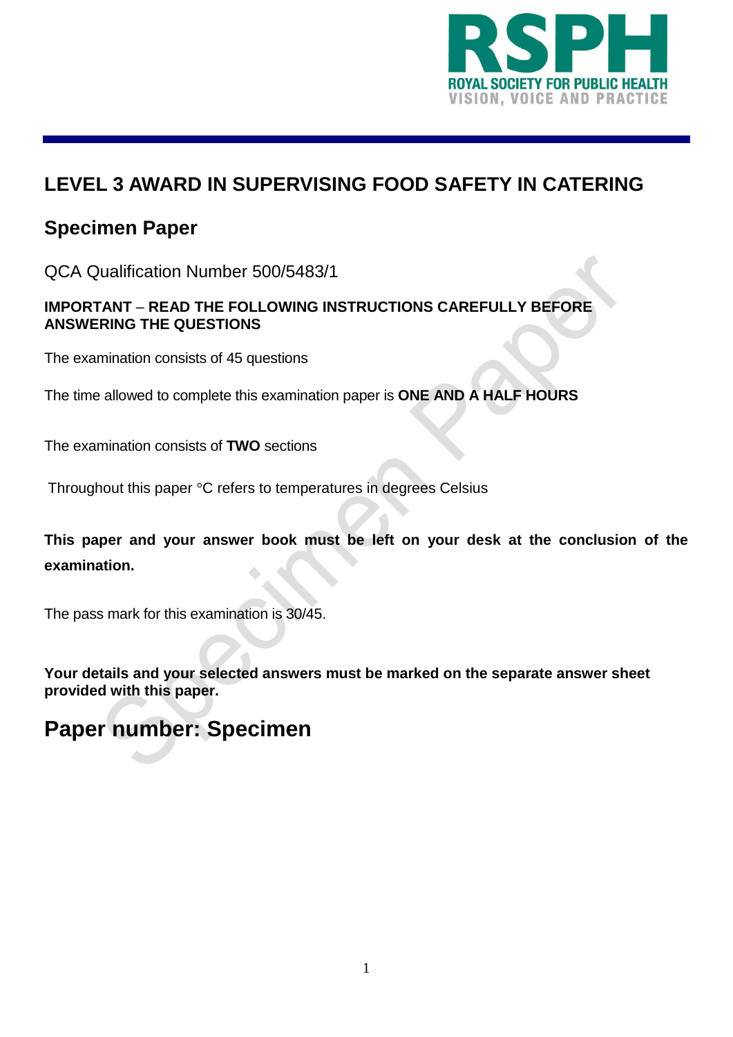RSPH

ROYAL SOCIETY FOR PUBLIC HEALTH
VISION, VOICE AND PRACTICE

# LEVEL 3 AWARD IN SUPERVISING FOOD SAFETY IN CATERING

## Specimen Paper

QCA Qualification Number 500/5483/1

**IMPORTANT – READ THE FOLLOWING INSTRUCTIONS CAREFULLY BEFORE ANSWERING THE QUESTIONS**

The examination consists of 45 questions

The time allowed to complete this examination paper is **ONE AND A HALF HOURS**

The examination consists of **TWO** sections

Throughout this paper °C refers to temperatures in degrees Celsius

**This paper and your answer book must be left on your desk at the conclusion of the examination.**

The pass mark for this examination is 30/45.

**Your details and your selected answers must be marked on the separate answer sheet provided with this paper.**

# Paper number: Specimen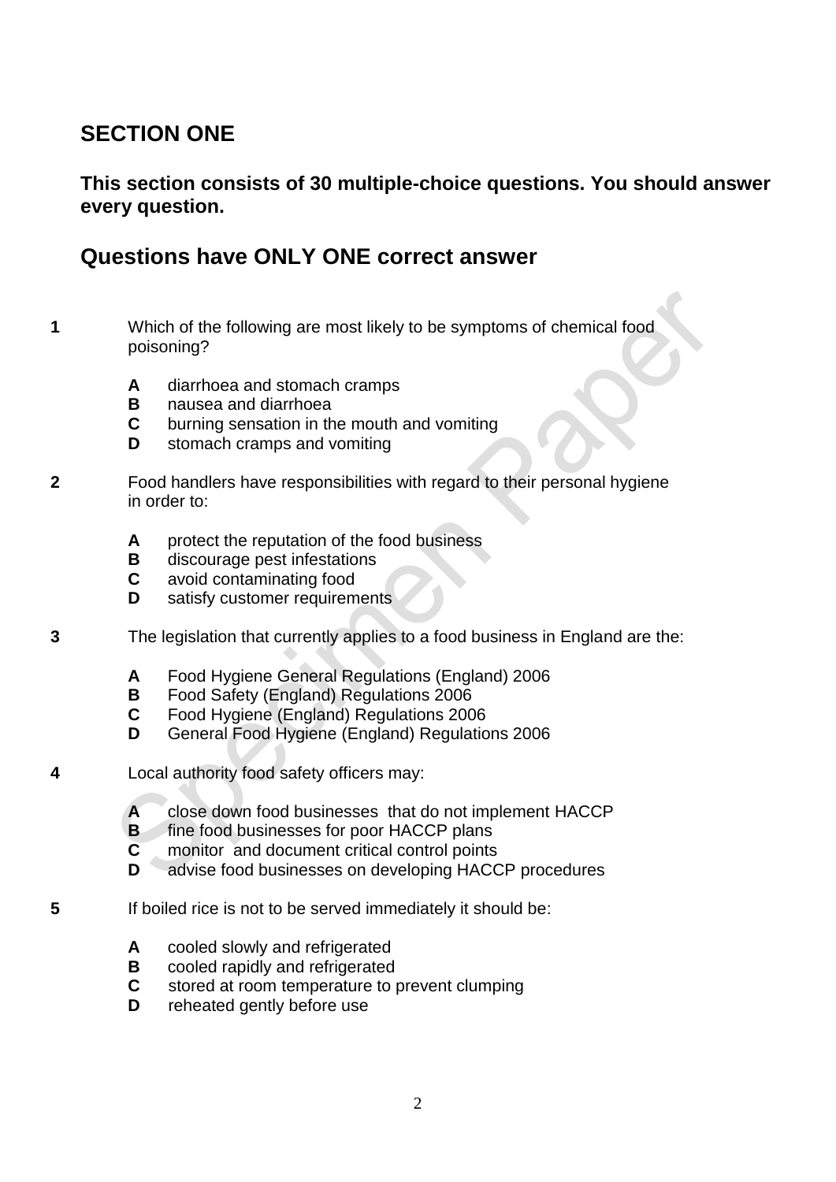## SECTION ONE

**This section consists of 30 multiple-choice questions. You should answer every question.**

## Questions have ONLY ONE correct answer

**1** Which of the following are most likely to be symptoms of chemical food poisoning?

- **A** diarrhoea and stomach cramps
- **B** nausea and diarrhoea
- **C** burning sensation in the mouth and vomiting
- **D** stomach cramps and vomiting

**2** Food handlers have responsibilities with regard to their personal hygiene in order to:

- **A** protect the reputation of the food business
- **B** discourage pest infestations
- **C** avoid contaminating food
- **D** satisfy customer requirements

**3** The legislation that currently applies to a food business in England are the:

- **A** Food Hygiene General Regulations (England) 2006
- **B** Food Safety (England) Regulations 2006
- **C** Food Hygiene (England) Regulations 2006
- **D** General Food Hygiene (England) Regulations 2006

**4** Local authority food safety officers may:

- **A** close down food businesses that do not implement HACCP
- **B** fine food businesses for poor HACCP plans
- **C** monitor and document critical control points
- **D** advise food businesses on developing HACCP procedures

**5** If boiled rice is not to be served immediately it should be:

- **A** cooled slowly and refrigerated
- **B** cooled rapidly and refrigerated
- **C** stored at room temperature to prevent clumping
- **D** reheated gently before use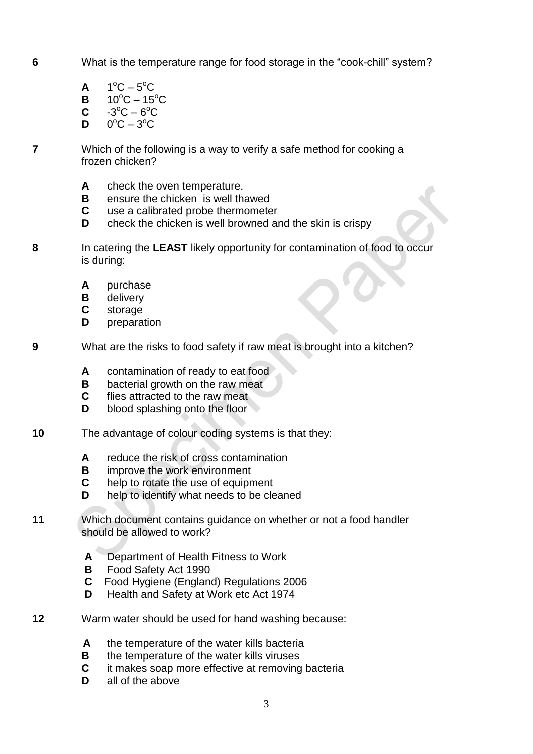**6** What is the temperature range for food storage in the "cook-chill" system?

- **A** $1^{o}C - 5^{o}C$
- **B** $10^{o}C - 15^{o}C$
- **C** $-3^{o}C - 6^{o}C$
- **D** $0^{o}C - 3^{o}C$

**7** Which of the following is a way to verify a safe method for cooking a frozen chicken?

- **A** check the oven temperature.
- **B** ensure the chicken is well thawed
- **C** use a calibrated probe thermometer
- **D** check the chicken is well browned and the skin is crispy

**8** In catering the **LEAST** likely opportunity for contamination of food to occur is during:

- **A** purchase
- **B** delivery
- **C** storage
- **D** preparation

**9** What are the risks to food safety if raw meat is brought into a kitchen?

- **A** contamination of ready to eat food
- **B** bacterial growth on the raw meat
- **C** flies attracted to the raw meat
- **D** blood splashing onto the floor

**10** The advantage of colour coding systems is that they:

- **A** reduce the risk of cross contamination
- **B** improve the work environment
- **C** help to rotate the use of equipment
- **D** help to identify what needs to be cleaned

**11** Which document contains guidance on whether or not a food handler should be allowed to work?

- **A** Department of Health Fitness to Work
- **B** Food Safety Act 1990
- **C** Food Hygiene (England) Regulations 2006
- **D** Health and Safety at Work etc Act 1974

**12** Warm water should be used for hand washing because:

- **A** the temperature of the water kills bacteria
- **B** the temperature of the water kills viruses
- **C** it makes soap more effective at removing bacteria
- **D** all of the above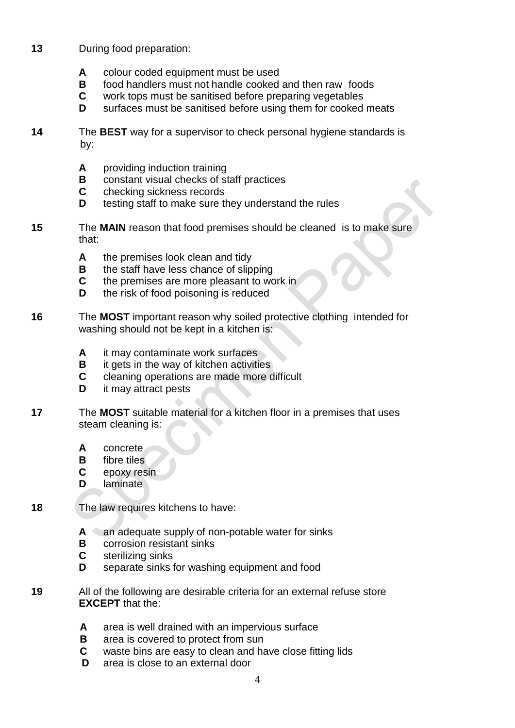**13** During food preparation:

- **A** colour coded equipment must be used
- **B** food handlers must not handle cooked and then raw foods
- **C** work tops must be sanitised before preparing vegetables
- **D** surfaces must be sanitised before using them for cooked meats

**14** The **BEST** way for a supervisor to check personal hygiene standards is by:

- **A** providing induction training
- **B** constant visual checks of staff practices
- **C** checking sickness records
- **D** testing staff to make sure they understand the rules

**15** The **MAIN** reason that food premises should be cleaned is to make sure that:

- **A** the premises look clean and tidy
- **B** the staff have less chance of slipping
- **C** the premises are more pleasant to work in
- **D** the risk of food poisoning is reduced

**16** The **MOST** important reason why soiled protective clothing intended for washing should not be kept in a kitchen is:

- **A** it may contaminate work surfaces
- **B** it gets in the way of kitchen activities
- **C** cleaning operations are made more difficult
- **D** it may attract pests

**17** The **MOST** suitable material for a kitchen floor in a premises that uses steam cleaning is:

- **A** concrete
- **B** fibre tiles
- **C** epoxy resin
- **D** laminate

**18** The law requires kitchens to have:

- **A** an adequate supply of non-potable water for sinks
- **B** corrosion resistant sinks
- **C** sterilizing sinks
- **D** separate sinks for washing equipment and food

**19** All of the following are desirable criteria for an external refuse store **EXCEPT** that the:

- **A** area is well drained with an impervious surface
- **B** area is covered to protect from sun
- **C** waste bins are easy to clean and have close fitting lids
- **D** area is close to an external door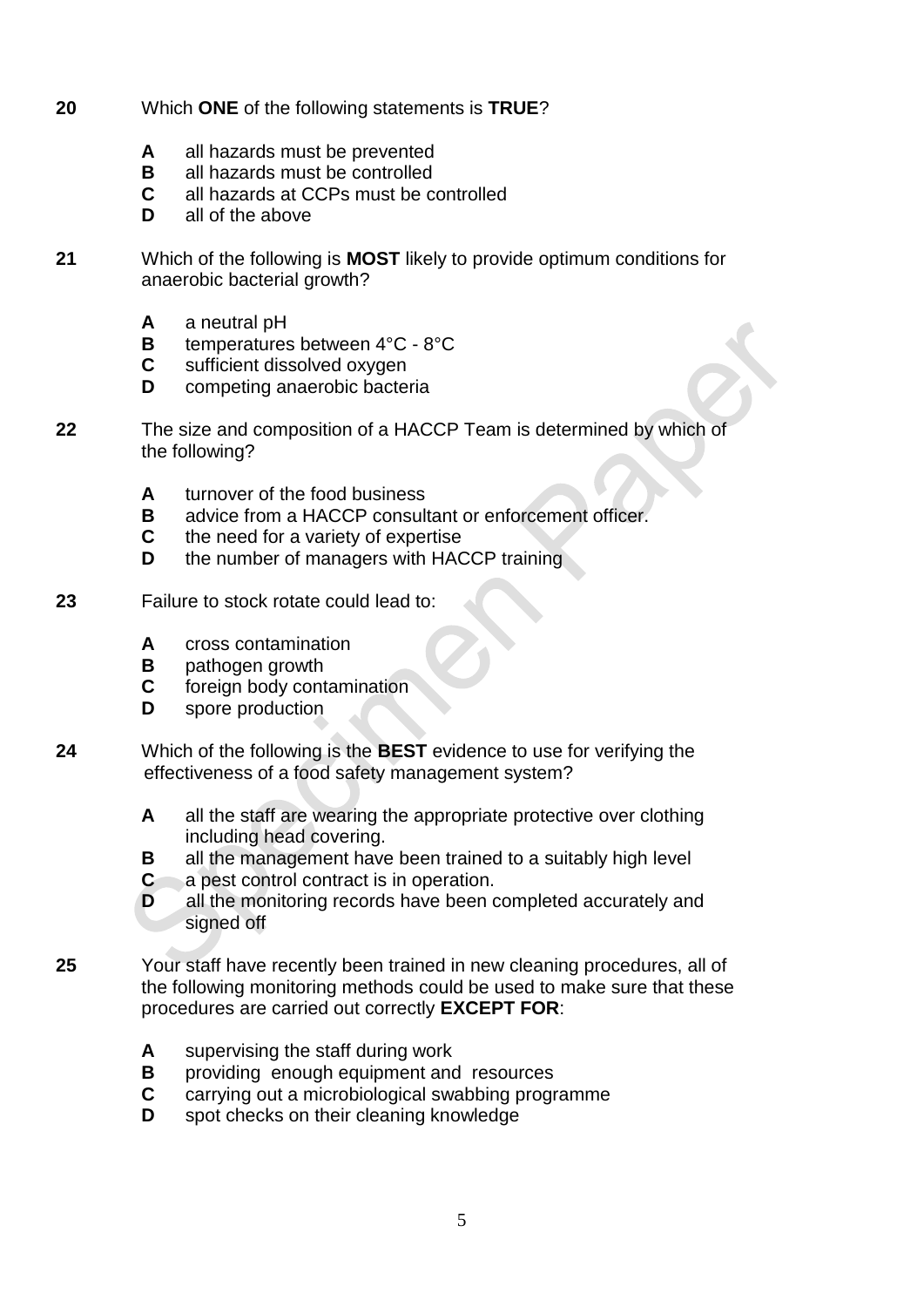**20** Which **ONE** of the following statements is **TRUE**?

- **A** all hazards must be prevented
- **B** all hazards must be controlled
- **C** all hazards at CCPs must be controlled
- **D** all of the above

**21** Which of the following is **MOST** likely to provide optimum conditions for anaerobic bacterial growth?

- **A** a neutral pH
- **B** temperatures between 4°C - 8°C
- **C** sufficient dissolved oxygen
- **D** competing anaerobic bacteria

**22** The size and composition of a HACCP Team is determined by which of the following?

- **A** turnover of the food business
- **B** advice from a HACCP consultant or enforcement officer.
- **C** the need for a variety of expertise
- **D** the number of managers with HACCP training

**23** Failure to stock rotate could lead to:

- **A** cross contamination
- **B** pathogen growth
- **C** foreign body contamination
- **D** spore production

**24** Which of the following is the **BEST** evidence to use for verifying the effectiveness of a food safety management system?

- **A** all the staff are wearing the appropriate protective over clothing including head covering.
- **B** all the management have been trained to a suitably high level
- **C** a pest control contract is in operation.
- **D** all the monitoring records have been completed accurately and signed off

**25** Your staff have recently been trained in new cleaning procedures, all of the following monitoring methods could be used to make sure that these procedures are carried out correctly **EXCEPT FOR**:

- **A** supervising the staff during work
- **B** providing enough equipment and resources
- **C** carrying out a microbiological swabbing programme
- **D** spot checks on their cleaning knowledge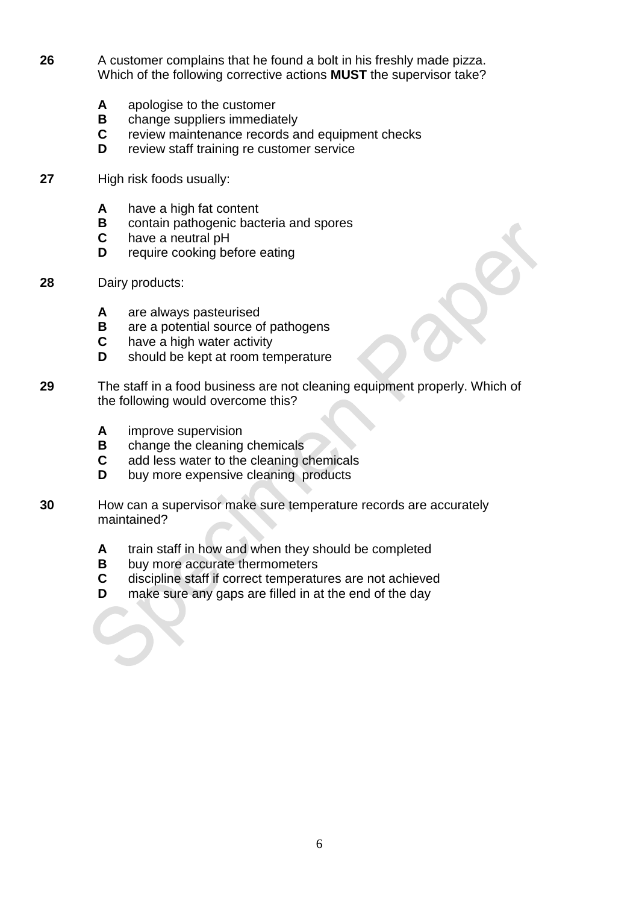**26** A customer complains that he found a bolt in his freshly made pizza. Which of the following corrective actions **MUST** the supervisor take?

- **A** apologise to the customer
- **B** change suppliers immediately
- **C** review maintenance records and equipment checks
- **D** review staff training re customer service

**27** High risk foods usually:

- **A** have a high fat content
- **B** contain pathogenic bacteria and spores
- **C** have a neutral pH
- **D** require cooking before eating

**28** Dairy products:

- **A** are always pasteurised
- **B** are a potential source of pathogens
- **C** have a high water activity
- **D** should be kept at room temperature

**29** The staff in a food business are not cleaning equipment properly. Which of the following would overcome this?

- **A** improve supervision
- **B** change the cleaning chemicals
- **C** add less water to the cleaning chemicals
- **D** buy more expensive cleaning products

**30** How can a supervisor make sure temperature records are accurately maintained?

- **A** train staff in how and when they should be completed
- **B** buy more accurate thermometers
- **C** discipline staff if correct temperatures are not achieved
- **D** make sure any gaps are filled in at the end of the day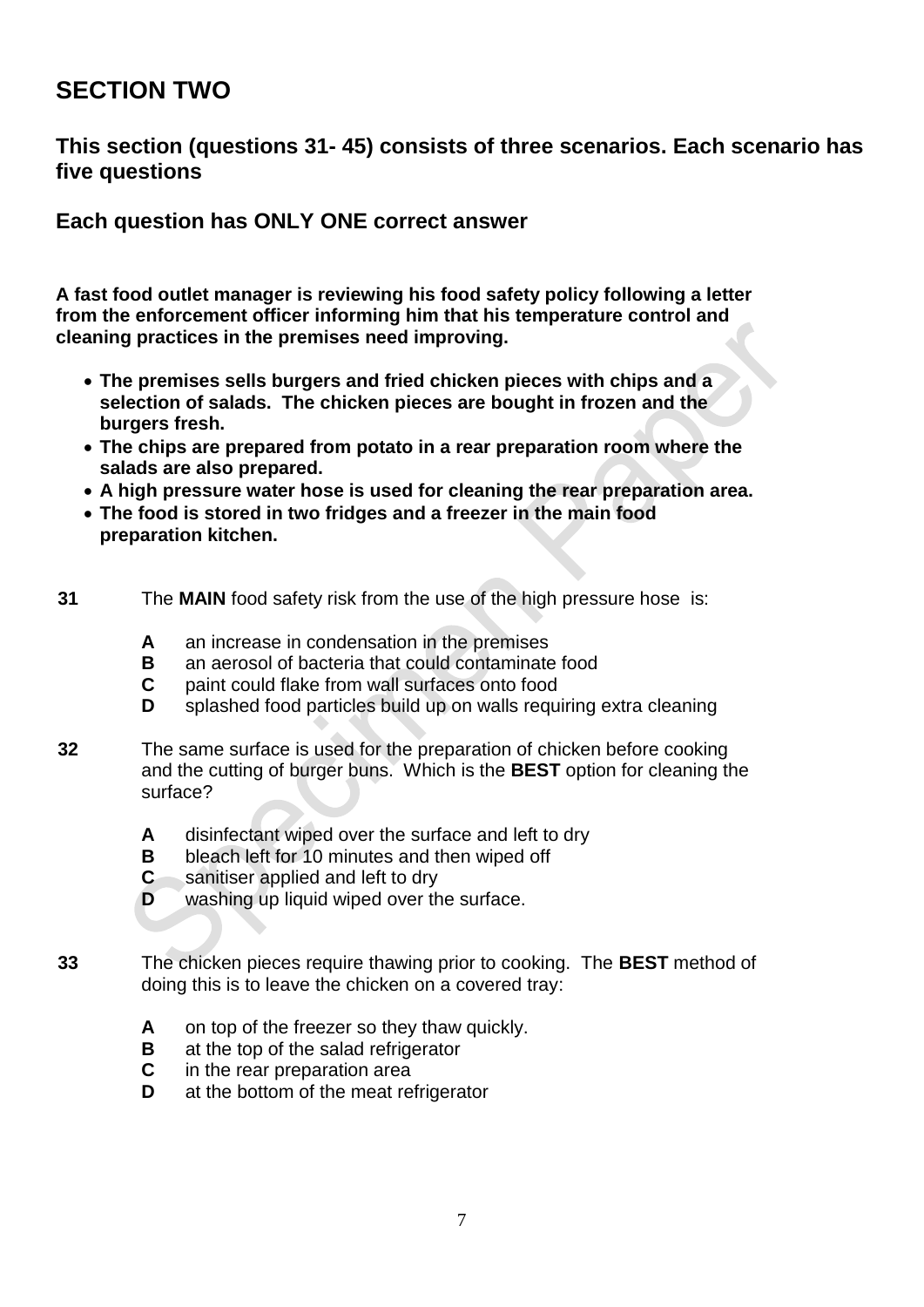## SECTION TWO

### This section (questions 31- 45) consists of three scenarios. Each scenario has five questions

### Each question has ONLY ONE correct answer

**A fast food outlet manager is reviewing his food safety policy following a letter from the enforcement officer informing him that his temperature control and cleaning practices in the premises need improving.**

- **The premises sells burgers and fried chicken pieces with chips and a selection of salads. The chicken pieces are bought in frozen and the burgers fresh.**
- **The chips are prepared from potato in a rear preparation room where the salads are also prepared.**
- **A high pressure water hose is used for cleaning the rear preparation area.**
- **The food is stored in two fridges and a freezer in the main food preparation kitchen.**

**31** The **MAIN** food safety risk from the use of the high pressure hose is:

- **A** an increase in condensation in the premises
- **B** an aerosol of bacteria that could contaminate food
- **C** paint could flake from wall surfaces onto food
- **D** splashed food particles build up on walls requiring extra cleaning

**32** The same surface is used for the preparation of chicken before cooking and the cutting of burger buns. Which is the **BEST** option for cleaning the surface?

- **A** disinfectant wiped over the surface and left to dry
- **B** bleach left for 10 minutes and then wiped off
- **C** sanitiser applied and left to dry
- **D** washing up liquid wiped over the surface.

**33** The chicken pieces require thawing prior to cooking. The **BEST** method of doing this is to leave the chicken on a covered tray:

- **A** on top of the freezer so they thaw quickly.
- **B** at the top of the salad refrigerator
- **C** in the rear preparation area
- **D** at the bottom of the meat refrigerator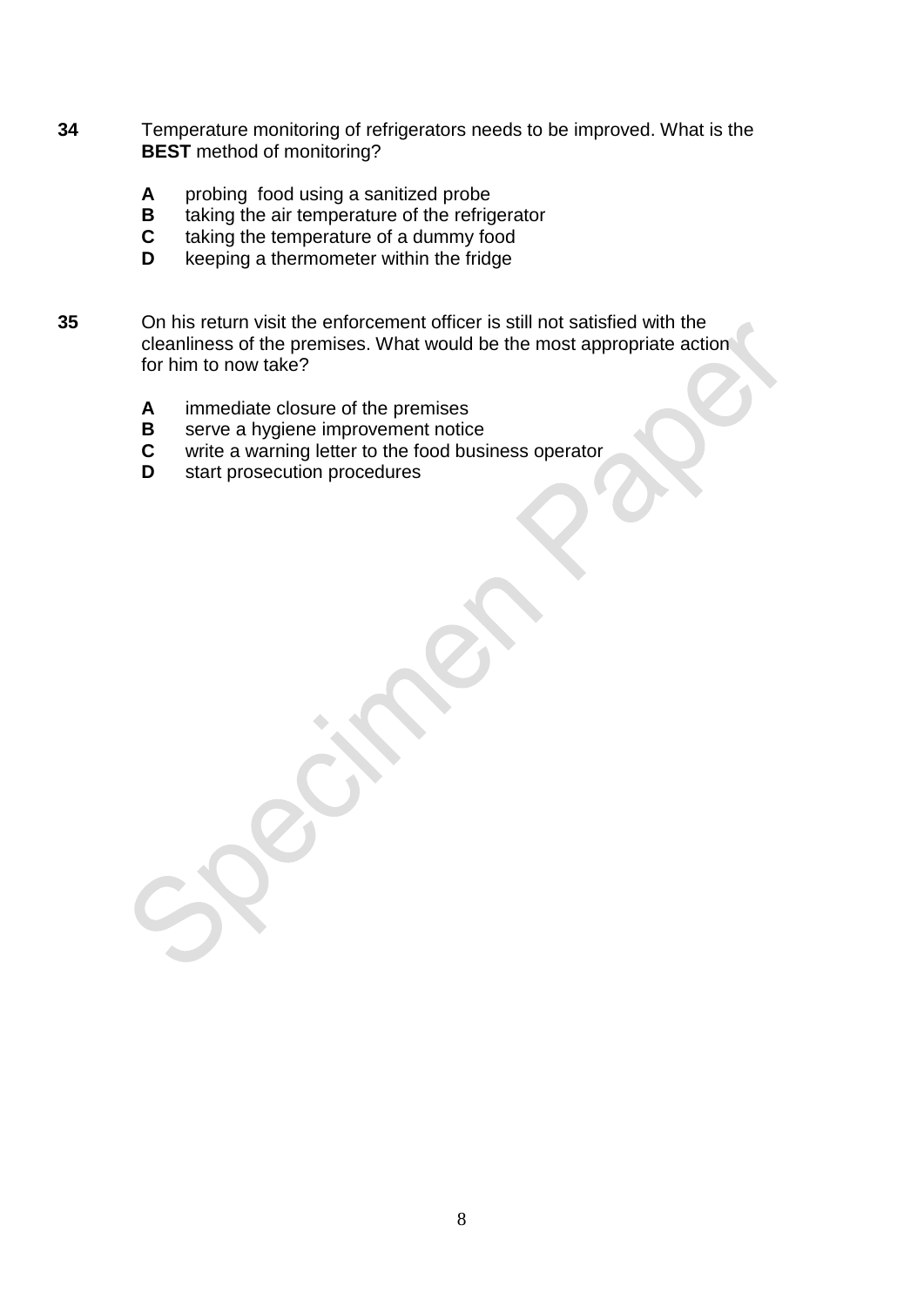**34** Temperature monitoring of refrigerators needs to be improved. What is the **BEST** method of monitoring?

- **A** probing food using a sanitized probe
- **B** taking the air temperature of the refrigerator
- **C** taking the temperature of a dummy food
- **D** keeping a thermometer within the fridge

**35** On his return visit the enforcement officer is still not satisfied with the cleanliness of the premises. What would be the most appropriate action for him to now take?

- **A** immediate closure of the premises
- **B** serve a hygiene improvement notice
- **C** write a warning letter to the food business operator
- **D** start prosecution procedures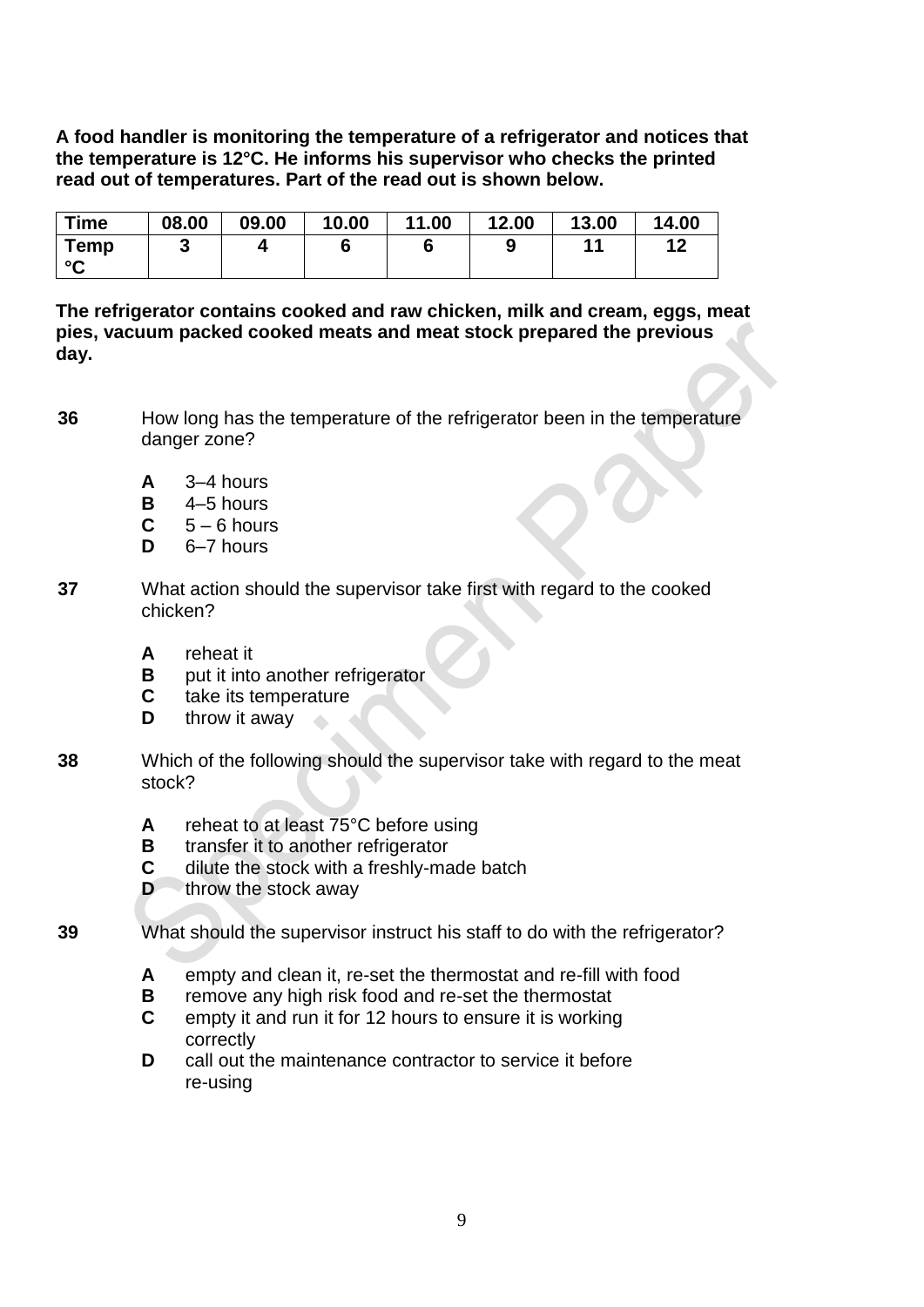**A food handler is monitoring the temperature of a refrigerator and notices that the temperature is 12°C. He informs his supervisor who checks the printed read out of temperatures. Part of the read out is shown below.**

| Time | 08.00 | 09.00 | 10.00 | 11.00 | 12.00 | 13.00 | 14.00 |
|---|---|---|---|---|---|---|---|
| Temp °C | 3 | 4 | 6 | 6 | 9 | 11 | 12 |

**The refrigerator contains cooked and raw chicken, milk and cream, eggs, meat pies, vacuum packed cooked meats and meat stock prepared the previous day.**

**36** How long has the temperature of the refrigerator been in the temperature danger zone?

- **A** 3–4 hours
- **B** 4–5 hours
- **C** 5 – 6 hours
- **D** 6–7 hours

**37** What action should the supervisor take first with regard to the cooked chicken?

- **A** reheat it
- **B** put it into another refrigerator
- **C** take its temperature
- **D** throw it away

**38** Which of the following should the supervisor take with regard to the meat stock?

- **A** reheat to at least 75°C before using
- **B** transfer it to another refrigerator
- **C** dilute the stock with a freshly-made batch
- **D** throw the stock away

**39** What should the supervisor instruct his staff to do with the refrigerator?

- **A** empty and clean it, re-set the thermostat and re-fill with food
- **B** remove any high risk food and re-set the thermostat
- **C** empty it and run it for 12 hours to ensure it is working correctly
- **D** call out the maintenance contractor to service it before re-using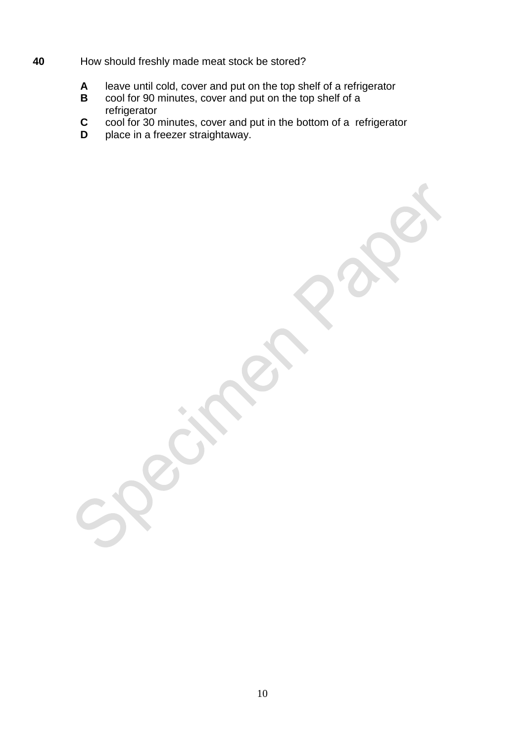**40** How should freshly made meat stock be stored?

**A** leave until cold, cover and put on the top shelf of a refrigerator
**B** cool for 90 minutes, cover and put on the top shelf of a refrigerator
**C** cool for 30 minutes, cover and put in the bottom of a refrigerator
**D** place in a freezer straightaway.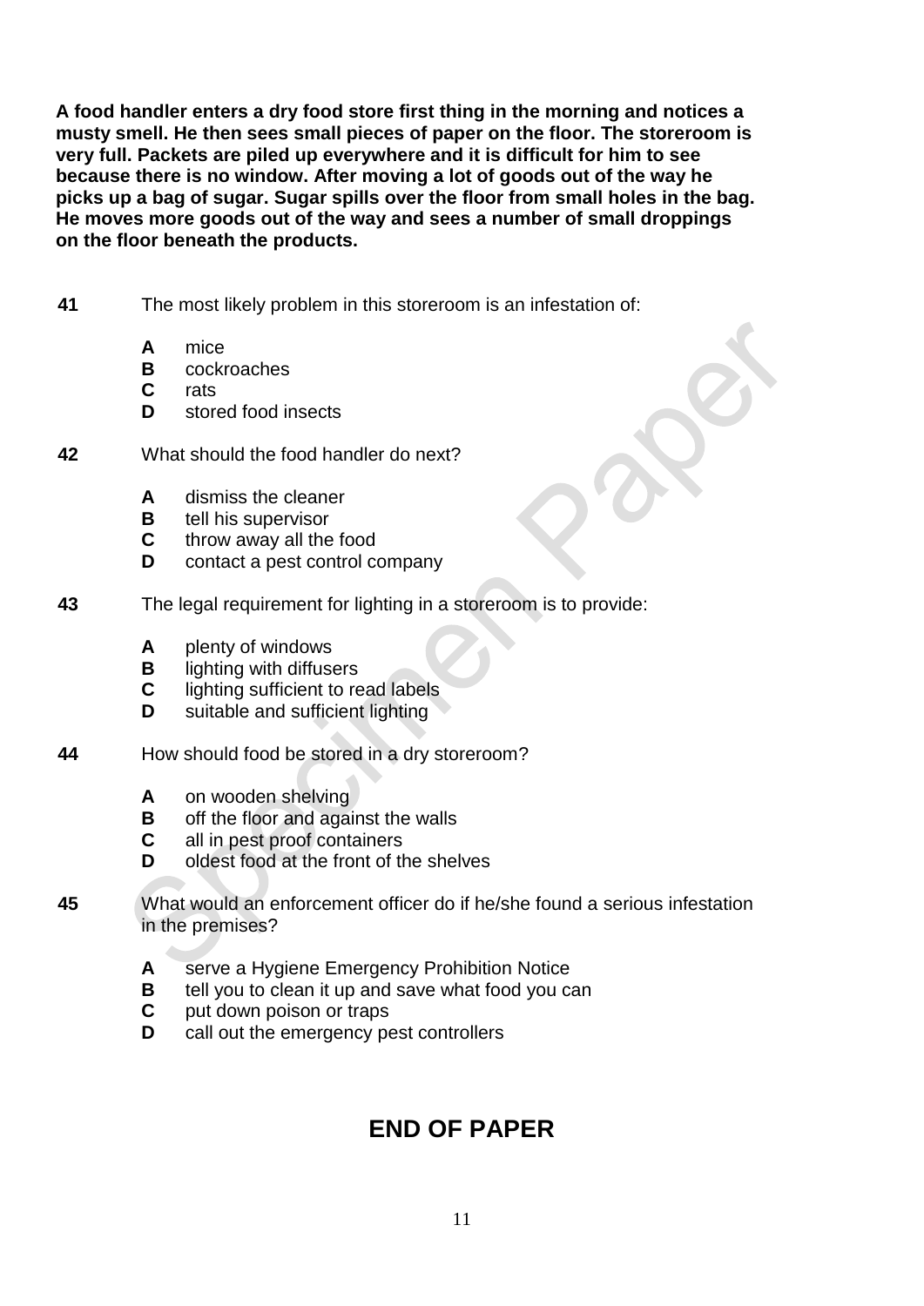**A food handler enters a dry food store first thing in the morning and notices a musty smell. He then sees small pieces of paper on the floor. The storeroom is very full. Packets are piled up everywhere and it is difficult for him to see because there is no window. After moving a lot of goods out of the way he picks up a bag of sugar. Sugar spills over the floor from small holes in the bag. He moves more goods out of the way and sees a number of small droppings on the floor beneath the products.**

**41** The most likely problem in this storeroom is an infestation of:

- **A** mice
- **B** cockroaches
- **C** rats
- **D** stored food insects

**42** What should the food handler do next?

- **A** dismiss the cleaner
- **B** tell his supervisor
- **C** throw away all the food
- **D** contact a pest control company

**43** The legal requirement for lighting in a storeroom is to provide:

- **A** plenty of windows
- **B** lighting with diffusers
- **C** lighting sufficient to read labels
- **D** suitable and sufficient lighting

**44** How should food be stored in a dry storeroom?

- **A** on wooden shelving
- **B** off the floor and against the walls
- **C** all in pest proof containers
- **D** oldest food at the front of the shelves

**45** What would an enforcement officer do if he/she found a serious infestation in the premises?

- **A** serve a Hygiene Emergency Prohibition Notice
- **B** tell you to clean it up and save what food you can
- **C** put down poison or traps
- **D** call out the emergency pest controllers

## END OF PAPER